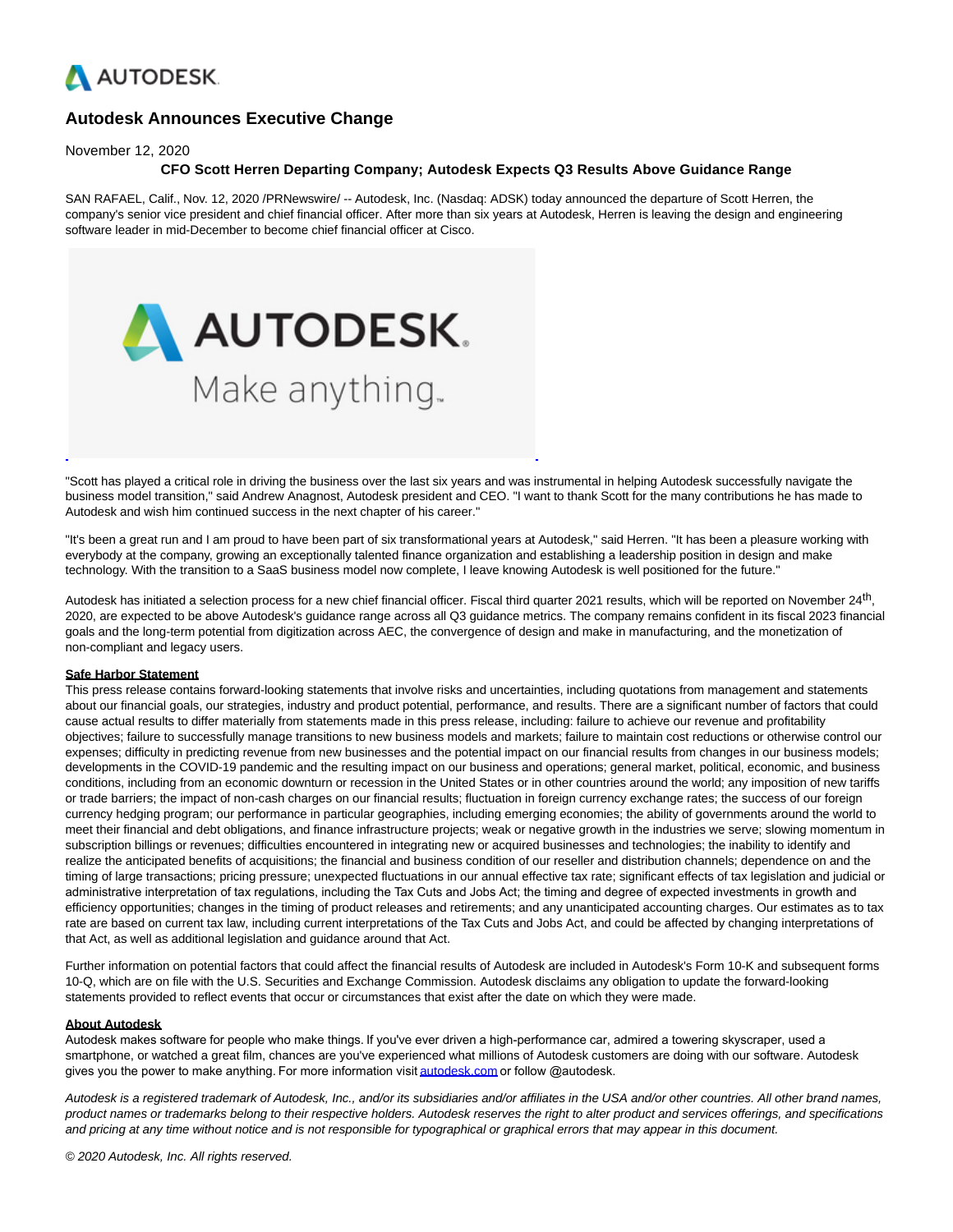# Autodesk Announces Executive Change

November 12, 2020

### CFO Scott Herren Departing Company; Autodesk Expects Q3 Results Above Guidance Range

SAN RAFAEL, Calif., Nov. 12, 2020 /PRNewswire/ -- Autodesk, Inc. (Nasdaq: ADSK) today announced the departure of Scott Herren, the company's senior vice president and chief financial officer. After more than six years at Autodesk, Herren is leaving the design and engineering software leader in mid-December to become chief financial officer at Cisco.

"Scott has played a critical role in driving the business over the last six years and was instrumental in helping Autodesk successfully navigate the business model transition," said Andrew Anagnost, Autodesk president and CEO. "I want to thank Scott for the many contributions he has made to Autodesk and wish him continued success in the next chapter of his career."

"It's been a great run and I am proud to have been part of six transformational years at Autodesk," said Herren. "It has been a pleasure working with everybody at the company, growing an exceptionally talented finance organization and establishing a leadership position in design and make technology. With the transition to a SaaS business model now complete, I leave knowing Autodesk is well positioned for the future."

Autodesk has initiated a selection process for a new chief financial officer. Fiscal third quarter 2021 results, which will be reported on November 24th, 2020, are expected to be above Autodesk's guidance range across all Q3 guidance metrics. The company remains confident in its fiscal 2023 financial goals and the long-term potential from digitization across AEC, the convergence of design and make in manufacturing, and the monetization of non-compliant and legacy users.

**Safe Harbor Statement**

This press release contains forward-looking statements that involve risks and uncertainties, including quotations from management and statements about our financial goals, our strategies, industry and product potential, performance, and results. There are a significant number of factors that could cause actual results to differ materially from statements made in this press release, including: failure to achieve our revenue and profitability objectives; failure to successfully manage transitions to new business models and markets; failure to maintain cost reductions or otherwise control our expenses; difficulty in predicting revenue from new businesses and the potential impact on our financial results from changes in our business models; developments in the COVID-19 pandemic and the resulting impact on our business and operations; general market, political, economic, and business conditions, including from an economic downturn or recession in the United States or in other countries around the world; any imposition of new tariffs or trade barriers; the impact of non-cash charges on our financial results; fluctuation in foreign currency exchange rates; the success of our foreign currency hedging program; our performance in particular geographies, including emerging economies; the ability of governments around the world to meet their financial and debt obligations, and finance infrastructure projects; weak or negative growth in the industries we serve; slowing momentum in subscription billings or revenues; difficulties encountered in integrating new or acquired businesses and technologies; the inability to identify and realize the anticipated benefits of acquisitions; the financial and business condition of our reseller and distribution channels; dependence on and the timing of large transactions; pricing pressure; unexpected fluctuations in our annual effective tax rate; significant effects of tax legislation and judicial or administrative interpretation of tax regulations, including the Tax Cuts and Jobs Act; the timing and degree of expected investments in growth and efficiency opportunities; changes in the timing of product releases and retirements; and any unanticipated accounting charges. Our estimates as to tax rate are based on current tax law, including current interpretations of the Tax Cuts and Jobs Act, and could be affected by changing interpretations of that Act, as well as additional legislation and guidance around that Act.

Further information on potential factors that could affect the financial results of Autodesk are included in Autodesk's Form 10-K and subsequent forms 10-Q, which are on file with the U.S. Securities and Exchange Commission. Autodesk disclaims any obligation to update the forward-looking statements provided to reflect events that occur or circumstances that exist after the date on which they were made.

**About Autodesk**

Autodesk makes software for people who make things. If you've ever driven a high-performance car, admired a towering skyscraper, used a smartphone, or watched a great film, chances are you've experienced what millions of Autodesk customers are doing with our software. Autodesk gives you the power to make anything. For more information visit autodesk.com or follow @autodesk.

*Autodesk is a registered trademark of Autodesk, Inc., and/or its subsidiaries and/or affiliates in the USA and/or other countries. All other brand names, product names or trademarks belong to their respective holders. Autodesk reserves the right to alter product and services offerings, and specifications and pricing at any time without notice and is not responsible for typographical or graphical errors that may appear in this document.*

*© 2020 Autodesk, Inc. All rights reserved.*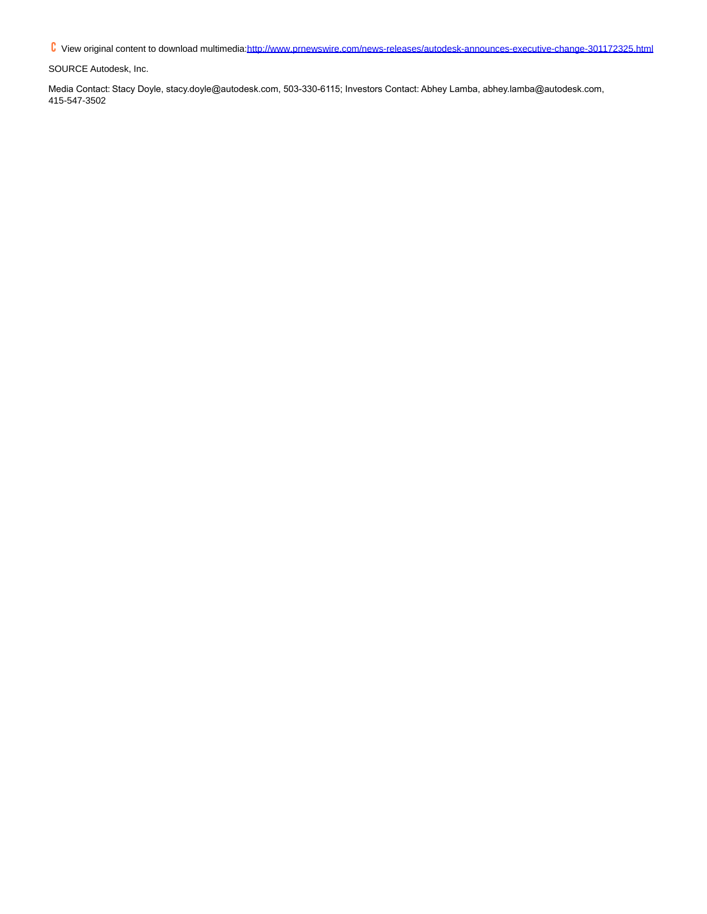View original content to download multimedia:http://www.prnewswire.com/news-releases/autodesk-announces-executive-change-301172325.html

SOURCE Autodesk, Inc.

Media Contact: Stacy Doyle, stacy.doyle@autodesk.com, 503-330-6115; Investors Contact: Abhey Lamba, abhey.lamba@autodesk.com, 415-547-3502